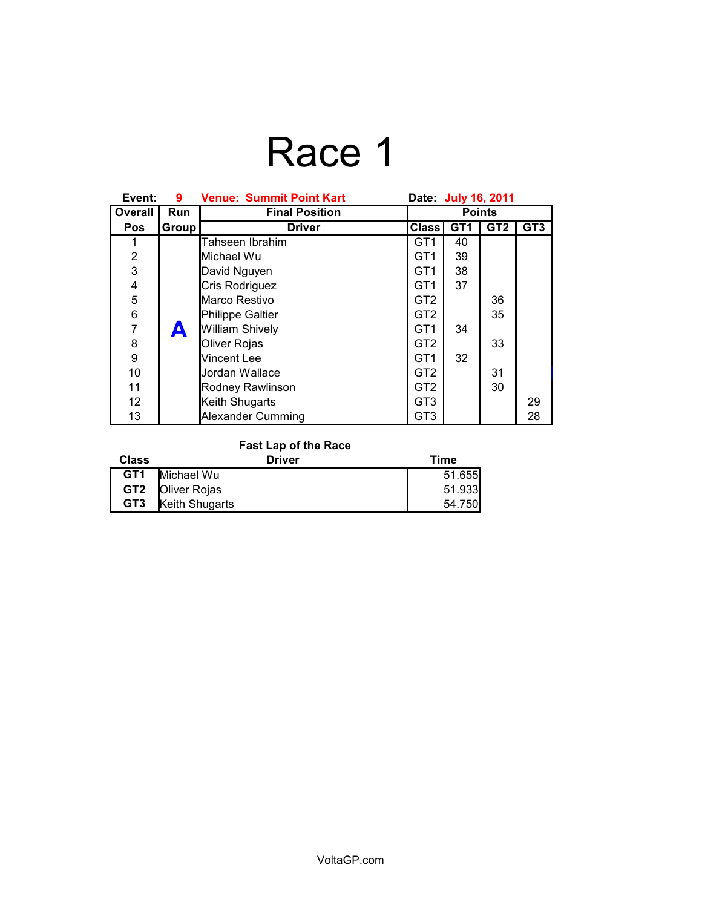# Race 1

**Event:** 9 **Venue: Summit Point Kart** **Date:** July 16, 2011

| Overall | Run | Final Position | Points | | | |
|---|---|---|---|---|---|---|
| Pos | Group | Driver | Class | GT1 | GT2 | GT3 |
| 1 | A | Tahseen Ibrahim | GT1 | 40 | | |
| 2 | | Michael Wu | GT1 | 39 | | |
| 3 | | David Nguyen | GT1 | 38 | | |
| 4 | | Cris Rodriguez | GT1 | 37 | | |
| 5 | | Marco Restivo | GT2 | | 36 | |
| 6 | | Philippe Galtier | GT2 | | 35 | |
| 7 | | William Shively | GT1 | 34 | | |
| 8 | | Oliver Rojas | GT2 | | 33 | |
| 9 | | Vincent Lee | GT1 | 32 | | |
| 10 | | Jordan Wallace | GT2 | | 31 | |
| 11 | | Rodney Rawlinson | GT2 | | 30 | |
| 12 | | Keith Shugarts | GT3 | | | 29 |
| 13 | | Alexander Cumming | GT3 | | | 28 |

**Fast Lap of the Race**

| Class | Driver | Time |
|---|---|---|
| GT1 | Michael Wu | 51.655 |
| GT2 | Oliver Rojas | 51.933 |
| GT3 | Keith Shugarts | 54.750 |

VoltaGP.com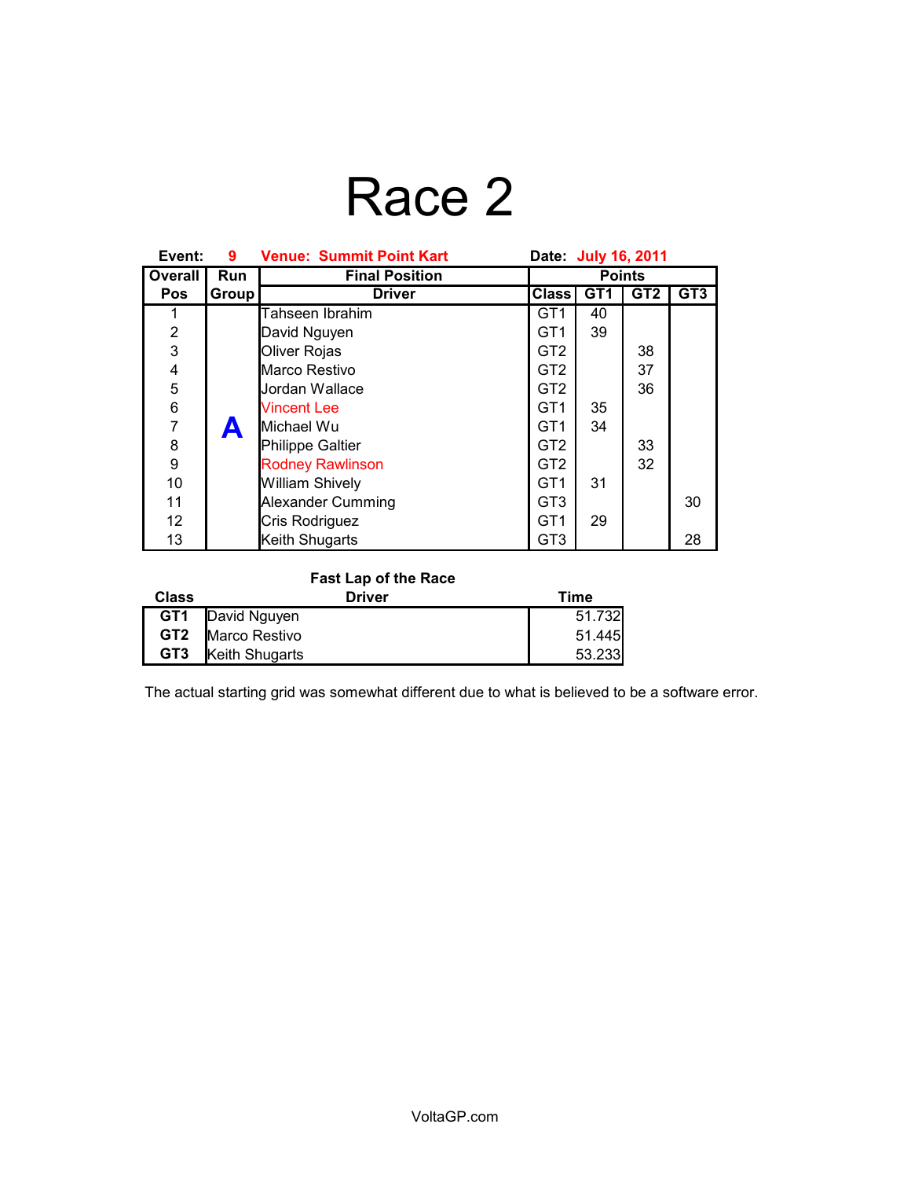# Race 2

**Event:** 9 **Venue: Summit Point Kart** **Date:** July 16, 2011

| Overall Pos | Run Group | Final Position Driver | Class | Points GT1 | GT2 | GT3 |
|---|---|---|---|---|---|---|
| 1 | A | Tahseen Ibrahim | GT1 | 40 | | |
| 2 | | David Nguyen | GT1 | 39 | | |
| 3 | | Oliver Rojas | GT2 | | 38 | |
| 4 | | Marco Restivo | GT2 | | 37 | |
| 5 | | Jordan Wallace | GT2 | | 36 | |
| 6 | | Vincent Lee | GT1 | 35 | | |
| 7 | | Michael Wu | GT1 | 34 | | |
| 8 | | Philippe Galtier | GT2 | | 33 | |
| 9 | | Rodney Rawlinson | GT2 | | 32 | |
| 10 | | William Shively | GT1 | 31 | | |
| 11 | | Alexander Cumming | GT3 | | | 30 |
| 12 | | Cris Rodriguez | GT1 | 29 | | |
| 13 | | Keith Shugarts | GT3 | | | 28 |

**Fast Lap of the Race**

| Class | Driver | Time |
|---|---|---|
| GT1 | David Nguyen | 51.732 |
| GT2 | Marco Restivo | 51.445 |
| GT3 | Keith Shugarts | 53.233 |

The actual starting grid was somewhat different due to what is believed to be a software error.

VoltaGP.com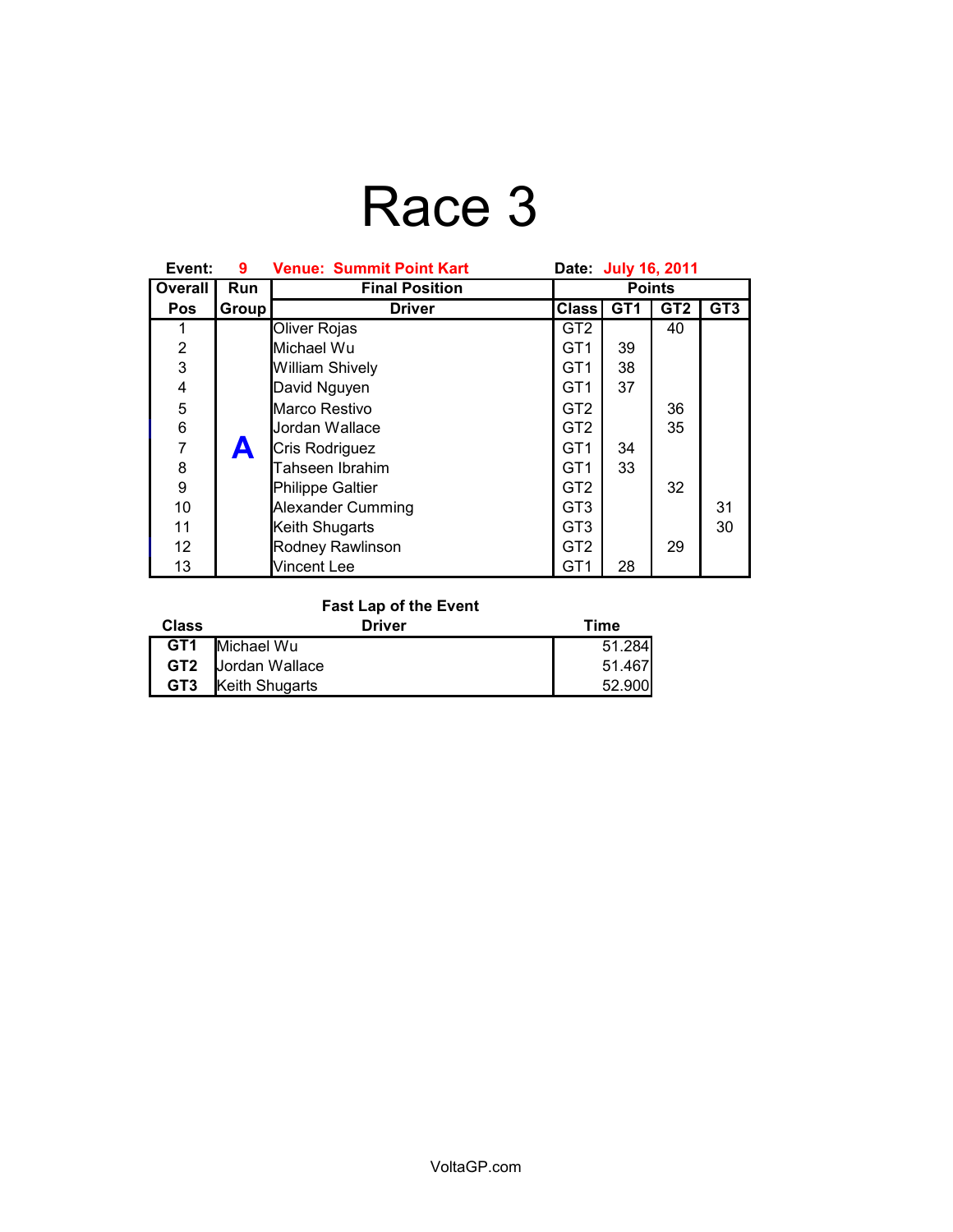# Race 3

**Event:** 9 **Venue: Summit Point Kart** **Date:** July 16, 2011

| Overall Pos | Run Group | Final Position Driver | Class | GT1 | GT2 | GT3 |
|---|---|---|---|---|---|---|
| 1 | A | Oliver Rojas | GT2 | | 40 | |
| 2 | | Michael Wu | GT1 | 39 | | |
| 3 | | William Shively | GT1 | 38 | | |
| 4 | | David Nguyen | GT1 | 37 | | |
| 5 | | Marco Restivo | GT2 | | 36 | |
| 6 | | Jordan Wallace | GT2 | | 35 | |
| 7 | | Cris Rodriguez | GT1 | 34 | | |
| 8 | | Tahseen Ibrahim | GT1 | 33 | | |
| 9 | | Philippe Galtier | GT2 | | 32 | |
| 10 | | Alexander Cumming | GT3 | | | 31 |
| 11 | | Keith Shugarts | GT3 | | | 30 |
| 12 | | Rodney Rawlinson | GT2 | | 29 | |
| 13 | | Vincent Lee | GT1 | 28 | | |

**Fast Lap of the Event**

| Class | Driver | Time |
|---|---|---|
| GT1 | Michael Wu | 51.284 |
| GT2 | Jordan Wallace | 51.467 |
| GT3 | Keith Shugarts | 52.900 |

VoltaGP.com